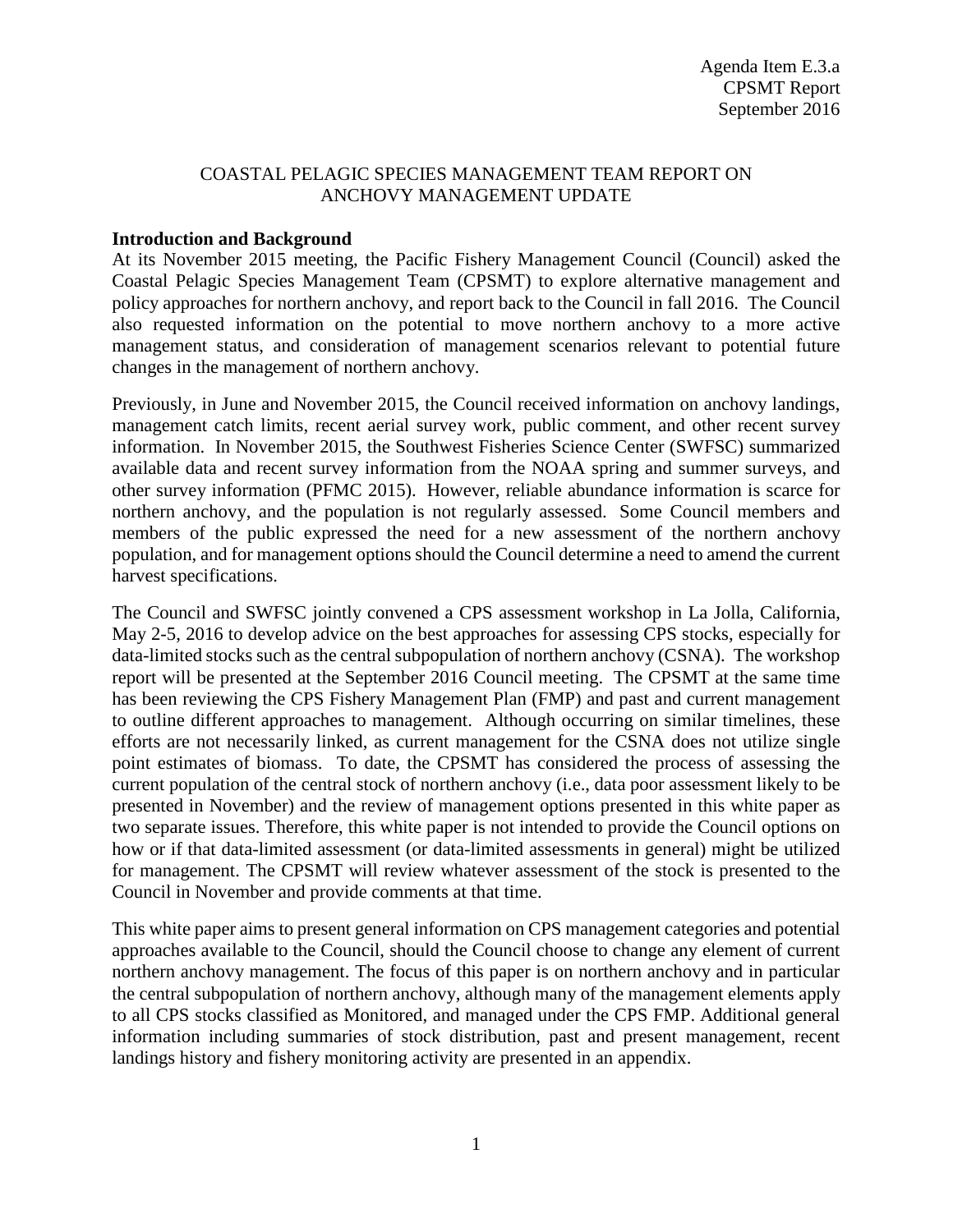Agenda Item E.3.a
CPSMT Report
September 2016

# COASTAL PELAGIC SPECIES MANAGEMENT TEAM REPORT ON ANCHOVY MANAGEMENT UPDATE

**Introduction and Background**

At its November 2015 meeting, the Pacific Fishery Management Council (Council) asked the Coastal Pelagic Species Management Team (CPSMT) to explore alternative management and policy approaches for northern anchovy, and report back to the Council in fall 2016. The Council also requested information on the potential to move northern anchovy to a more active management status, and consideration of management scenarios relevant to potential future changes in the management of northern anchovy.

Previously, in June and November 2015, the Council received information on anchovy landings, management catch limits, recent aerial survey work, public comment, and other recent survey information. In November 2015, the Southwest Fisheries Science Center (SWFSC) summarized available data and recent survey information from the NOAA spring and summer surveys, and other survey information (PFMC 2015). However, reliable abundance information is scarce for northern anchovy, and the population is not regularly assessed. Some Council members and members of the public expressed the need for a new assessment of the northern anchovy population, and for management options should the Council determine a need to amend the current harvest specifications.

The Council and SWFSC jointly convened a CPS assessment workshop in La Jolla, California, May 2-5, 2016 to develop advice on the best approaches for assessing CPS stocks, especially for data-limited stocks such as the central subpopulation of northern anchovy (CSNA). The workshop report will be presented at the September 2016 Council meeting. The CPSMT at the same time has been reviewing the CPS Fishery Management Plan (FMP) and past and current management to outline different approaches to management. Although occurring on similar timelines, these efforts are not necessarily linked, as current management for the CSNA does not utilize single point estimates of biomass. To date, the CPSMT has considered the process of assessing the current population of the central stock of northern anchovy (i.e., data poor assessment likely to be presented in November) and the review of management options presented in this white paper as two separate issues. Therefore, this white paper is not intended to provide the Council options on how or if that data-limited assessment (or data-limited assessments in general) might be utilized for management. The CPSMT will review whatever assessment of the stock is presented to the Council in November and provide comments at that time.

This white paper aims to present general information on CPS management categories and potential approaches available to the Council, should the Council choose to change any element of current northern anchovy management. The focus of this paper is on northern anchovy and in particular the central subpopulation of northern anchovy, although many of the management elements apply to all CPS stocks classified as Monitored, and managed under the CPS FMP. Additional general information including summaries of stock distribution, past and present management, recent landings history and fishery monitoring activity are presented in an appendix.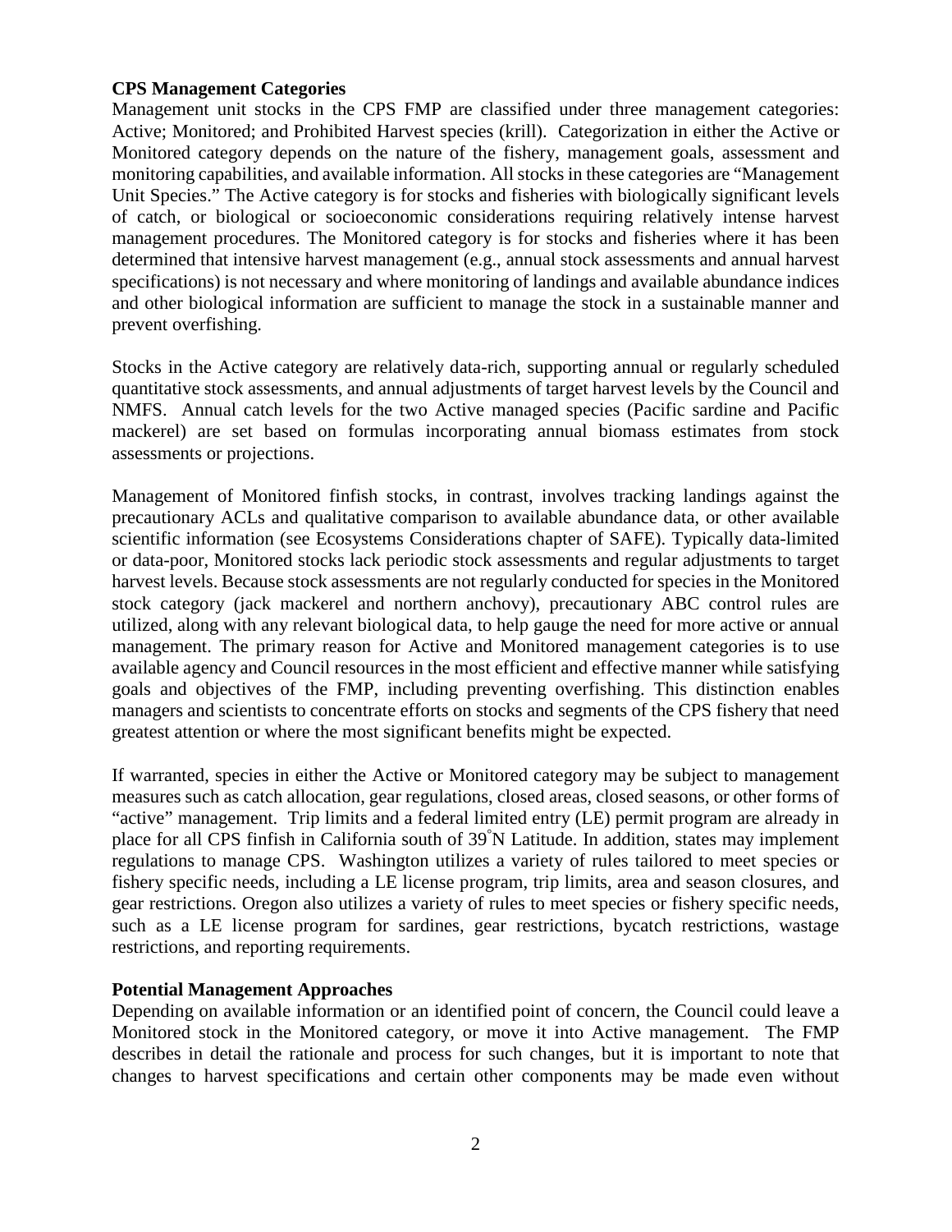**CPS Management Categories**

Management unit stocks in the CPS FMP are classified under three management categories: Active; Monitored; and Prohibited Harvest species (krill). Categorization in either the Active or Monitored category depends on the nature of the fishery, management goals, assessment and monitoring capabilities, and available information. All stocks in these categories are "Management Unit Species." The Active category is for stocks and fisheries with biologically significant levels of catch, or biological or socioeconomic considerations requiring relatively intense harvest management procedures. The Monitored category is for stocks and fisheries where it has been determined that intensive harvest management (e.g., annual stock assessments and annual harvest specifications) is not necessary and where monitoring of landings and available abundance indices and other biological information are sufficient to manage the stock in a sustainable manner and prevent overfishing.

Stocks in the Active category are relatively data-rich, supporting annual or regularly scheduled quantitative stock assessments, and annual adjustments of target harvest levels by the Council and NMFS. Annual catch levels for the two Active managed species (Pacific sardine and Pacific mackerel) are set based on formulas incorporating annual biomass estimates from stock assessments or projections.

Management of Monitored finfish stocks, in contrast, involves tracking landings against the precautionary ACLs and qualitative comparison to available abundance data, or other available scientific information (see Ecosystems Considerations chapter of SAFE). Typically data-limited or data-poor, Monitored stocks lack periodic stock assessments and regular adjustments to target harvest levels. Because stock assessments are not regularly conducted for species in the Monitored stock category (jack mackerel and northern anchovy), precautionary ABC control rules are utilized, along with any relevant biological data, to help gauge the need for more active or annual management. The primary reason for Active and Monitored management categories is to use available agency and Council resources in the most efficient and effective manner while satisfying goals and objectives of the FMP, including preventing overfishing. This distinction enables managers and scientists to concentrate efforts on stocks and segments of the CPS fishery that need greatest attention or where the most significant benefits might be expected.

If warranted, species in either the Active or Monitored category may be subject to management measures such as catch allocation, gear regulations, closed areas, closed seasons, or other forms of "active" management. Trip limits and a federal limited entry (LE) permit program are already in place for all CPS finfish in California south of 39°N Latitude. In addition, states may implement regulations to manage CPS. Washington utilizes a variety of rules tailored to meet species or fishery specific needs, including a LE license program, trip limits, area and season closures, and gear restrictions. Oregon also utilizes a variety of rules to meet species or fishery specific needs, such as a LE license program for sardines, gear restrictions, bycatch restrictions, wastage restrictions, and reporting requirements.

**Potential Management Approaches**

Depending on available information or an identified point of concern, the Council could leave a Monitored stock in the Monitored category, or move it into Active management. The FMP describes in detail the rationale and process for such changes, but it is important to note that changes to harvest specifications and certain other components may be made even without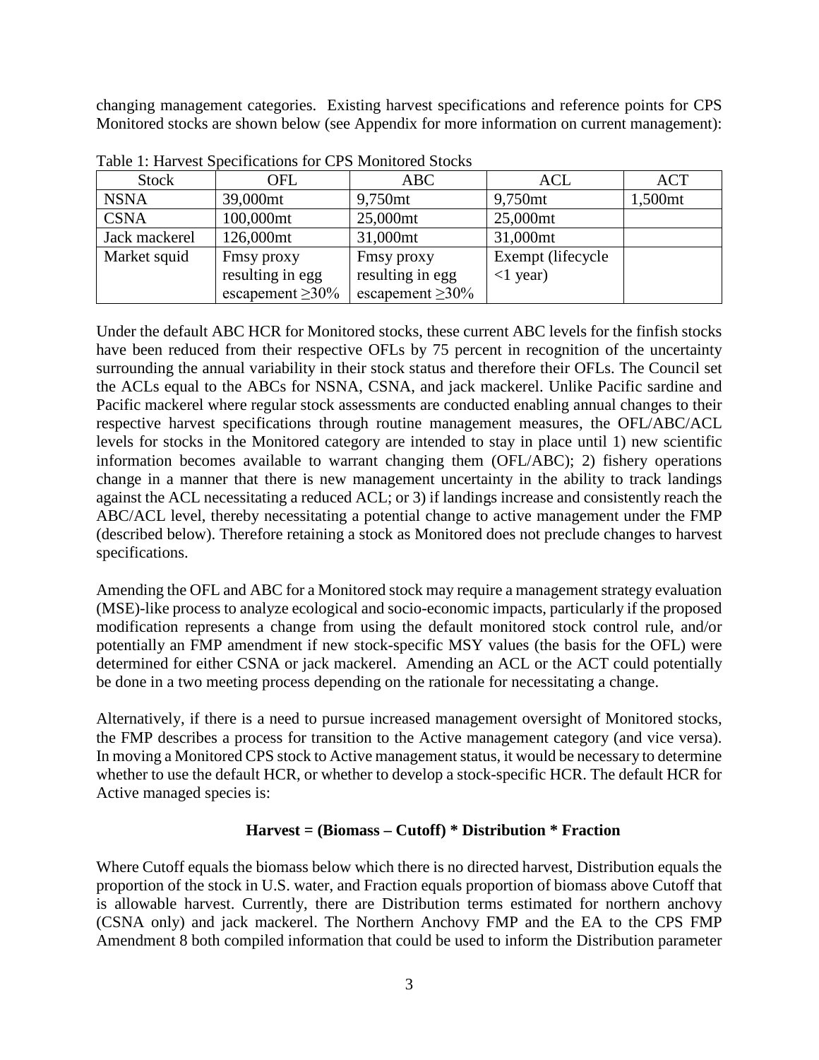changing management categories. Existing harvest specifications and reference points for CPS Monitored stocks are shown below (see Appendix for more information on current management):

Table 1: Harvest Specifications for CPS Monitored Stocks

| Stock | OFL | ABC | ACL | ACT |
|---|---|---|---|---|
| NSNA | 39,000mt | 9,750mt | 9,750mt | 1,500mt |
| CSNA | 100,000mt | 25,000mt | 25,000mt | |
| Jack mackerel | 126,000mt | 31,000mt | 31,000mt | |
| Market squid | Fmsy proxy resulting in egg escapement ≥30% | Fmsy proxy resulting in egg escapement ≥30% | Exempt (lifecycle <1 year) | |

Under the default ABC HCR for Monitored stocks, these current ABC levels for the finfish stocks have been reduced from their respective OFLs by 75 percent in recognition of the uncertainty surrounding the annual variability in their stock status and therefore their OFLs. The Council set the ACLs equal to the ABCs for NSNA, CSNA, and jack mackerel. Unlike Pacific sardine and Pacific mackerel where regular stock assessments are conducted enabling annual changes to their respective harvest specifications through routine management measures, the OFL/ABC/ACL levels for stocks in the Monitored category are intended to stay in place until 1) new scientific information becomes available to warrant changing them (OFL/ABC); 2) fishery operations change in a manner that there is new management uncertainty in the ability to track landings against the ACL necessitating a reduced ACL; or 3) if landings increase and consistently reach the ABC/ACL level, thereby necessitating a potential change to active management under the FMP (described below). Therefore retaining a stock as Monitored does not preclude changes to harvest specifications.

Amending the OFL and ABC for a Monitored stock may require a management strategy evaluation (MSE)-like process to analyze ecological and socio-economic impacts, particularly if the proposed modification represents a change from using the default monitored stock control rule, and/or potentially an FMP amendment if new stock-specific MSY values (the basis for the OFL) were determined for either CSNA or jack mackerel. Amending an ACL or the ACT could potentially be done in a two meeting process depending on the rationale for necessitating a change.

Alternatively, if there is a need to pursue increased management oversight of Monitored stocks, the FMP describes a process for transition to the Active management category (and vice versa). In moving a Monitored CPS stock to Active management status, it would be necessary to determine whether to use the default HCR, or whether to develop a stock-specific HCR. The default HCR for Active managed species is:

**Harvest = (Biomass – Cutoff) * Distribution * Fraction**

Where Cutoff equals the biomass below which there is no directed harvest, Distribution equals the proportion of the stock in U.S. water, and Fraction equals proportion of biomass above Cutoff that is allowable harvest. Currently, there are Distribution terms estimated for northern anchovy (CSNA only) and jack mackerel. The Northern Anchovy FMP and the EA to the CPS FMP Amendment 8 both compiled information that could be used to inform the Distribution parameter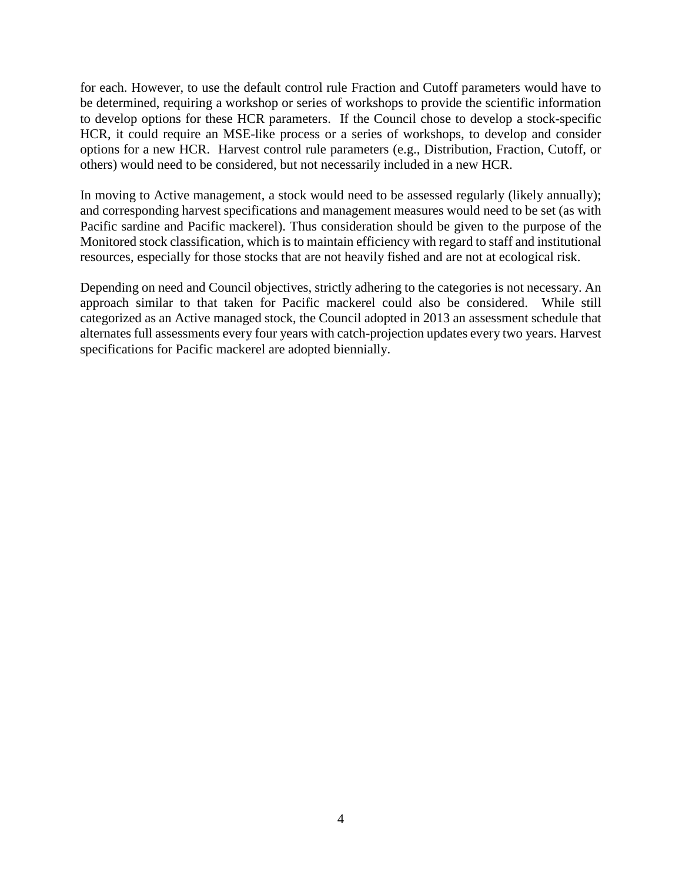for each. However, to use the default control rule Fraction and Cutoff parameters would have to be determined, requiring a workshop or series of workshops to provide the scientific information to develop options for these HCR parameters. If the Council chose to develop a stock-specific HCR, it could require an MSE-like process or a series of workshops, to develop and consider options for a new HCR. Harvest control rule parameters (e.g., Distribution, Fraction, Cutoff, or others) would need to be considered, but not necessarily included in a new HCR.

In moving to Active management, a stock would need to be assessed regularly (likely annually); and corresponding harvest specifications and management measures would need to be set (as with Pacific sardine and Pacific mackerel). Thus consideration should be given to the purpose of the Monitored stock classification, which is to maintain efficiency with regard to staff and institutional resources, especially for those stocks that are not heavily fished and are not at ecological risk.

Depending on need and Council objectives, strictly adhering to the categories is not necessary. An approach similar to that taken for Pacific mackerel could also be considered. While still categorized as an Active managed stock, the Council adopted in 2013 an assessment schedule that alternates full assessments every four years with catch-projection updates every two years. Harvest specifications for Pacific mackerel are adopted biennially.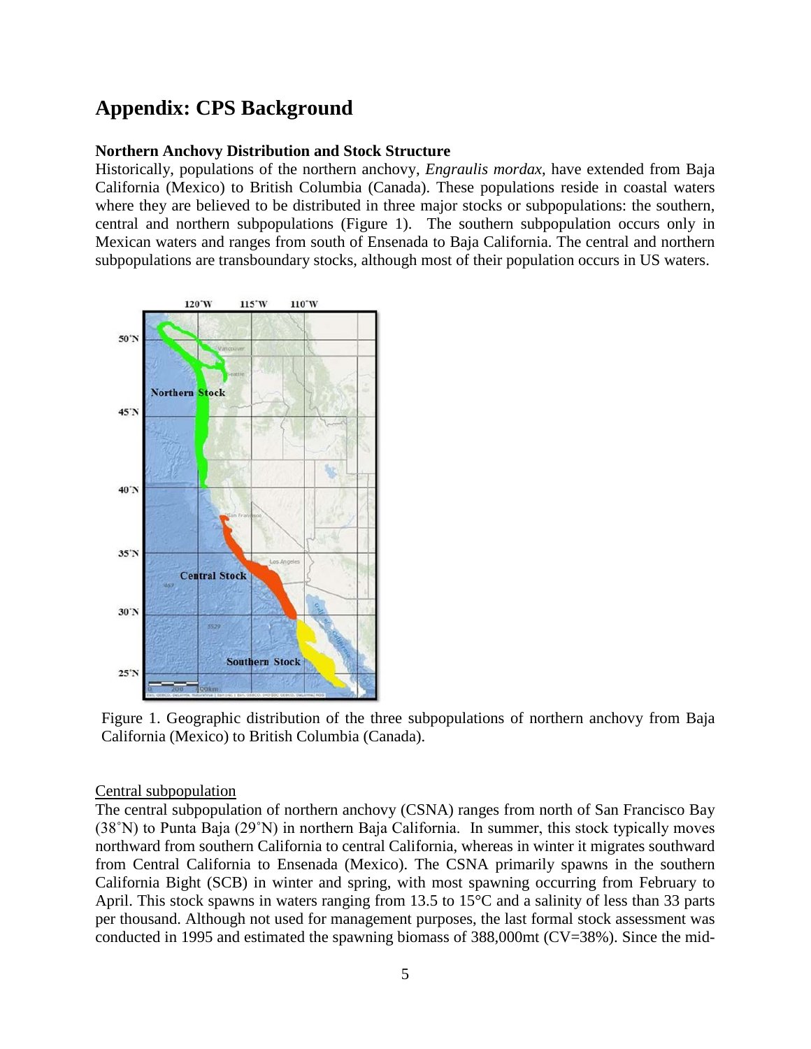# Appendix: CPS Background

**Northern Anchovy Distribution and Stock Structure**

Historically, populations of the northern anchovy, *Engraulis mordax*, have extended from Baja California (Mexico) to British Columbia (Canada). These populations reside in coastal waters where they are believed to be distributed in three major stocks or subpopulations: the southern, central and northern subpopulations (Figure 1). The southern subpopulation occurs only in Mexican waters and ranges from south of Ensenada to Baja California. The central and northern subpopulations are transboundary stocks, although most of their population occurs in US waters.

Figure 1. Geographic distribution of the three subpopulations of northern anchovy from Baja California (Mexico) to British Columbia (Canada).

<u>Central subpopulation</u>

The central subpopulation of northern anchovy (CSNA) ranges from north of San Francisco Bay (38˚N) to Punta Baja (29˚N) in northern Baja California. In summer, this stock typically moves northward from southern California to central California, whereas in winter it migrates southward from Central California to Ensenada (Mexico). The CSNA primarily spawns in the southern California Bight (SCB) in winter and spring, with most spawning occurring from February to April. This stock spawns in waters ranging from 13.5 to 15°C and a salinity of less than 33 parts per thousand. Although not used for management purposes, the last formal stock assessment was conducted in 1995 and estimated the spawning biomass of 388,000mt (CV=38%). Since the mid-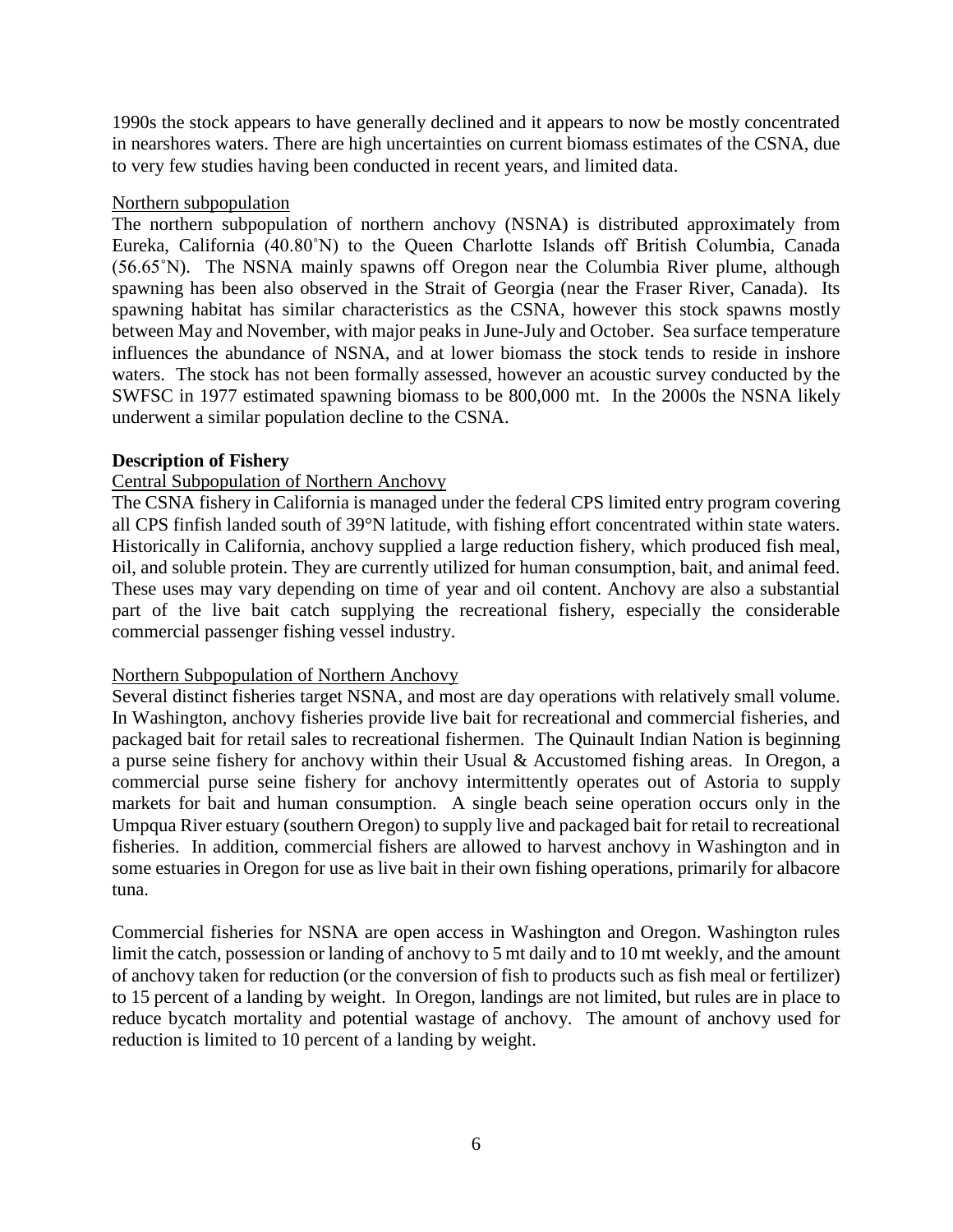1990s the stock appears to have generally declined and it appears to now be mostly concentrated in nearshores waters. There are high uncertainties on current biomass estimates of the CSNA, due to very few studies having been conducted in recent years, and limited data.

Northern subpopulation

The northern subpopulation of northern anchovy (NSNA) is distributed approximately from Eureka, California (40.80˚N) to the Queen Charlotte Islands off British Columbia, Canada (56.65˚N). The NSNA mainly spawns off Oregon near the Columbia River plume, although spawning has been also observed in the Strait of Georgia (near the Fraser River, Canada). Its spawning habitat has similar characteristics as the CSNA, however this stock spawns mostly between May and November, with major peaks in June-July and October. Sea surface temperature influences the abundance of NSNA, and at lower biomass the stock tends to reside in inshore waters. The stock has not been formally assessed, however an acoustic survey conducted by the SWFSC in 1977 estimated spawning biomass to be 800,000 mt. In the 2000s the NSNA likely underwent a similar population decline to the CSNA.

**Description of Fishery**

Central Subpopulation of Northern Anchovy

The CSNA fishery in California is managed under the federal CPS limited entry program covering all CPS finfish landed south of 39°N latitude, with fishing effort concentrated within state waters. Historically in California, anchovy supplied a large reduction fishery, which produced fish meal, oil, and soluble protein. They are currently utilized for human consumption, bait, and animal feed. These uses may vary depending on time of year and oil content. Anchovy are also a substantial part of the live bait catch supplying the recreational fishery, especially the considerable commercial passenger fishing vessel industry.

Northern Subpopulation of Northern Anchovy

Several distinct fisheries target NSNA, and most are day operations with relatively small volume. In Washington, anchovy fisheries provide live bait for recreational and commercial fisheries, and packaged bait for retail sales to recreational fishermen. The Quinault Indian Nation is beginning a purse seine fishery for anchovy within their Usual & Accustomed fishing areas. In Oregon, a commercial purse seine fishery for anchovy intermittently operates out of Astoria to supply markets for bait and human consumption. A single beach seine operation occurs only in the Umpqua River estuary (southern Oregon) to supply live and packaged bait for retail to recreational fisheries. In addition, commercial fishers are allowed to harvest anchovy in Washington and in some estuaries in Oregon for use as live bait in their own fishing operations, primarily for albacore tuna.

Commercial fisheries for NSNA are open access in Washington and Oregon. Washington rules limit the catch, possession or landing of anchovy to 5 mt daily and to 10 mt weekly, and the amount of anchovy taken for reduction (or the conversion of fish to products such as fish meal or fertilizer) to 15 percent of a landing by weight. In Oregon, landings are not limited, but rules are in place to reduce bycatch mortality and potential wastage of anchovy. The amount of anchovy used for reduction is limited to 10 percent of a landing by weight.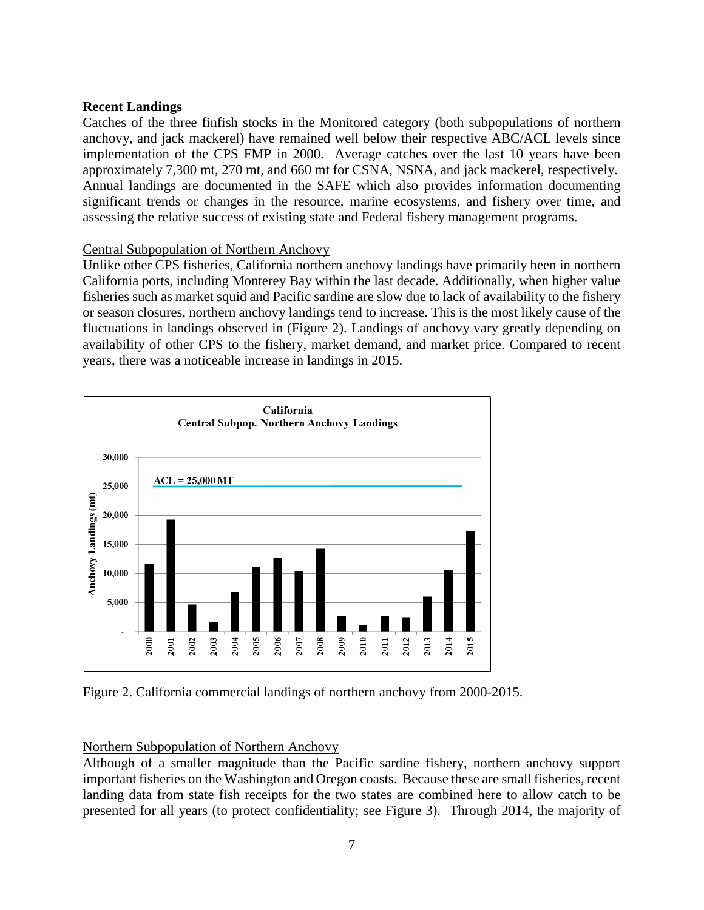**Recent Landings**

Catches of the three finfish stocks in the Monitored category (both subpopulations of northern anchovy, and jack mackerel) have remained well below their respective ABC/ACL levels since implementation of the CPS FMP in 2000. Average catches over the last 10 years have been approximately 7,300 mt, 270 mt, and 660 mt for CSNA, NSNA, and jack mackerel, respectively. Annual landings are documented in the SAFE which also provides information documenting significant trends or changes in the resource, marine ecosystems, and fishery over time, and assessing the relative success of existing state and Federal fishery management programs.

Central Subpopulation of Northern Anchovy

Unlike other CPS fisheries, California northern anchovy landings have primarily been in northern California ports, including Monterey Bay within the last decade. Additionally, when higher value fisheries such as market squid and Pacific sardine are slow due to lack of availability to the fishery or season closures, northern anchovy landings tend to increase. This is the most likely cause of the fluctuations in landings observed in (Figure 2). Landings of anchovy vary greatly depending on availability of other CPS to the fishery, market demand, and market price. Compared to recent years, there was a noticeable increase in landings in 2015.

Figure 2. California commercial landings of northern anchovy from 2000-2015.

Northern Subpopulation of Northern Anchovy

Although of a smaller magnitude than the Pacific sardine fishery, northern anchovy support important fisheries on the Washington and Oregon coasts. Because these are small fisheries, recent landing data from state fish receipts for the two states are combined here to allow catch to be presented for all years (to protect confidentiality; see Figure 3). Through 2014, the majority of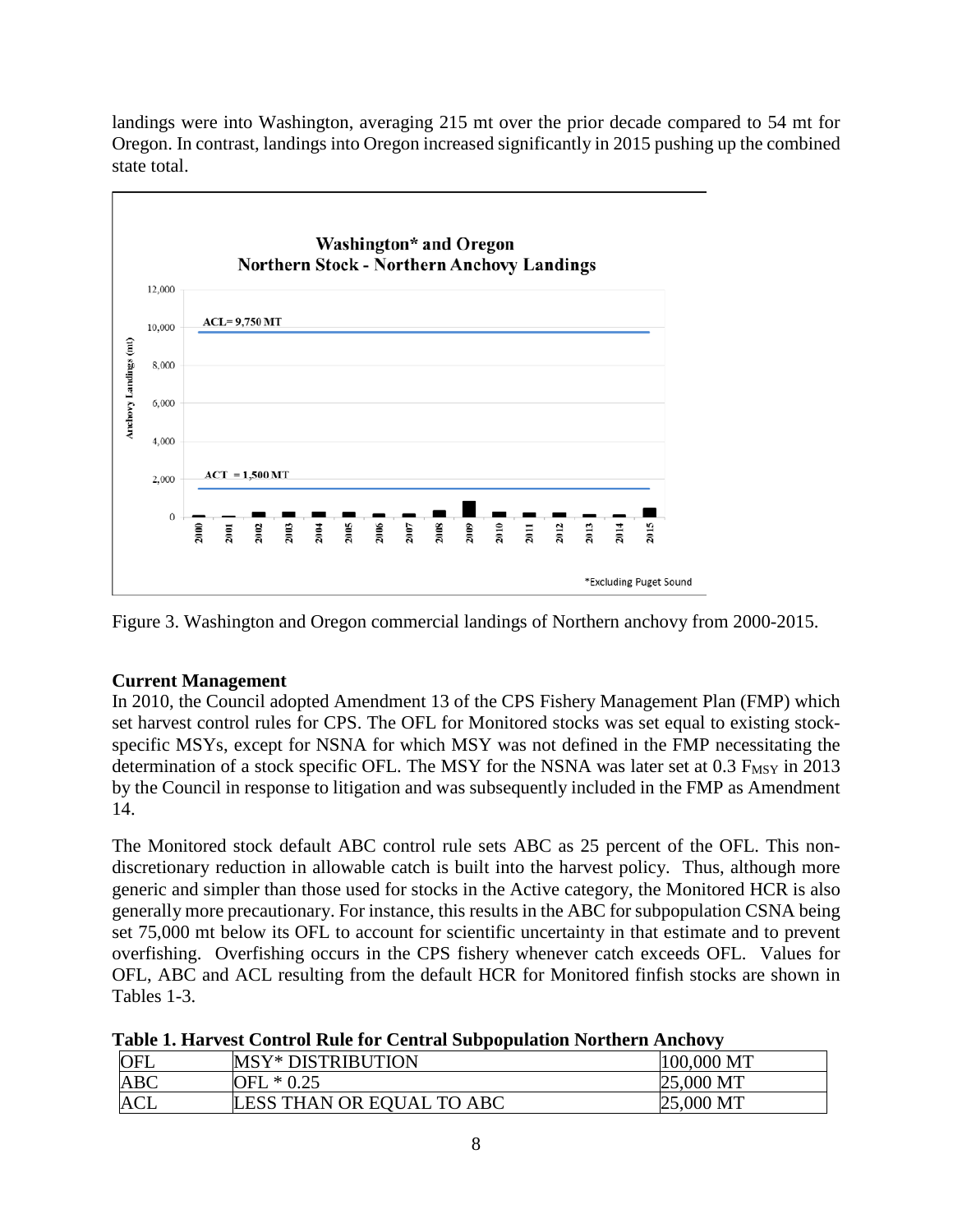landings were into Washington, averaging 215 mt over the prior decade compared to 54 mt for Oregon. In contrast, landings into Oregon increased significantly in 2015 pushing up the combined state total.

Figure 3. Washington and Oregon commercial landings of Northern anchovy from 2000-2015.

**Current Management**

In 2010, the Council adopted Amendment 13 of the CPS Fishery Management Plan (FMP) which set harvest control rules for CPS. The OFL for Monitored stocks was set equal to existing stock-specific MSYs, except for NSNA for which MSY was not defined in the FMP necessitating the determination of a stock specific OFL. The MSY for the NSNA was later set at 0.3 $F_{MSY}$ in 2013 by the Council in response to litigation and was subsequently included in the FMP as Amendment 14.

The Monitored stock default ABC control rule sets ABC as 25 percent of the OFL. This non-discretionary reduction in allowable catch is built into the harvest policy. Thus, although more generic and simpler than those used for stocks in the Active category, the Monitored HCR is also generally more precautionary. For instance, this results in the ABC for subpopulation CSNA being set 75,000 mt below its OFL to account for scientific uncertainty in that estimate and to prevent overfishing. Overfishing occurs in the CPS fishery whenever catch exceeds OFL. Values for OFL, ABC and ACL resulting from the default HCR for Monitored finfish stocks are shown in Tables 1-3.

**Table 1. Harvest Control Rule for Central Subpopulation Northern Anchovy**

| | | |
|---|---|---|
| OFL | MSY* DISTRIBUTION | 100,000 MT |
| ABC | OFL * 0.25 | 25,000 MT |
| ACL | LESS THAN OR EQUAL TO ABC | 25,000 MT |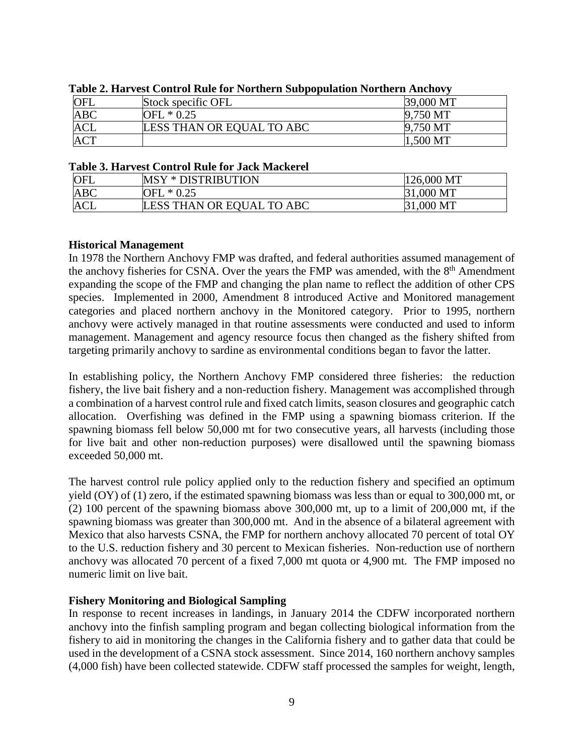**Table 2. Harvest Control Rule for Northern Subpopulation Northern Anchovy**

| | | |
|---|---|---|
| OFL | Stock specific OFL | 39,000 MT |
| ABC | OFL * 0.25 | 9,750 MT |
| ACL | LESS THAN OR EQUAL TO ABC | 9,750 MT |
| ACT | | 1,500 MT |

**Table 3. Harvest Control Rule for Jack Mackerel**

| | | |
|---|---|---|
| OFL | MSY * DISTRIBUTION | 126,000 MT |
| ABC | OFL * 0.25 | 31,000 MT |
| ACL | LESS THAN OR EQUAL TO ABC | 31,000 MT |

**Historical Management**

In 1978 the Northern Anchovy FMP was drafted, and federal authorities assumed management of the anchovy fisheries for CSNA. Over the years the FMP was amended, with the 8th Amendment expanding the scope of the FMP and changing the plan name to reflect the addition of other CPS species. Implemented in 2000, Amendment 8 introduced Active and Monitored management categories and placed northern anchovy in the Monitored category. Prior to 1995, northern anchovy were actively managed in that routine assessments were conducted and used to inform management. Management and agency resource focus then changed as the fishery shifted from targeting primarily anchovy to sardine as environmental conditions began to favor the latter.

In establishing policy, the Northern Anchovy FMP considered three fisheries: the reduction fishery, the live bait fishery and a non-reduction fishery. Management was accomplished through a combination of a harvest control rule and fixed catch limits, season closures and geographic catch allocation. Overfishing was defined in the FMP using a spawning biomass criterion. If the spawning biomass fell below 50,000 mt for two consecutive years, all harvests (including those for live bait and other non-reduction purposes) were disallowed until the spawning biomass exceeded 50,000 mt.

The harvest control rule policy applied only to the reduction fishery and specified an optimum yield (OY) of (1) zero, if the estimated spawning biomass was less than or equal to 300,000 mt, or (2) 100 percent of the spawning biomass above 300,000 mt, up to a limit of 200,000 mt, if the spawning biomass was greater than 300,000 mt. And in the absence of a bilateral agreement with Mexico that also harvests CSNA, the FMP for northern anchovy allocated 70 percent of total OY to the U.S. reduction fishery and 30 percent to Mexican fisheries. Non-reduction use of northern anchovy was allocated 70 percent of a fixed 7,000 mt quota or 4,900 mt. The FMP imposed no numeric limit on live bait.

**Fishery Monitoring and Biological Sampling**

In response to recent increases in landings, in January 2014 the CDFW incorporated northern anchovy into the finfish sampling program and began collecting biological information from the fishery to aid in monitoring the changes in the California fishery and to gather data that could be used in the development of a CSNA stock assessment. Since 2014, 160 northern anchovy samples (4,000 fish) have been collected statewide. CDFW staff processed the samples for weight, length,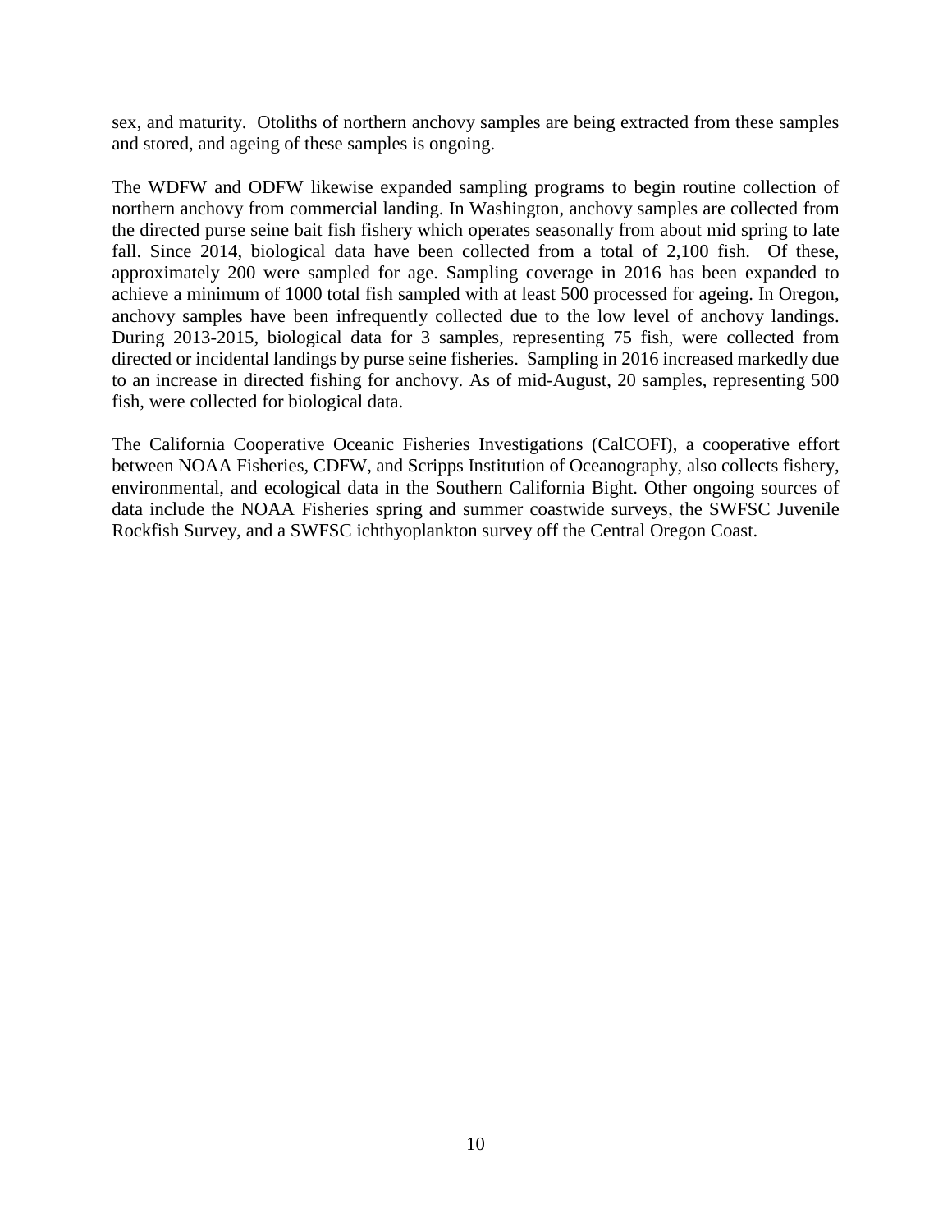sex, and maturity. Otoliths of northern anchovy samples are being extracted from these samples and stored, and ageing of these samples is ongoing.

The WDFW and ODFW likewise expanded sampling programs to begin routine collection of northern anchovy from commercial landing. In Washington, anchovy samples are collected from the directed purse seine bait fish fishery which operates seasonally from about mid spring to late fall. Since 2014, biological data have been collected from a total of 2,100 fish. Of these, approximately 200 were sampled for age. Sampling coverage in 2016 has been expanded to achieve a minimum of 1000 total fish sampled with at least 500 processed for ageing. In Oregon, anchovy samples have been infrequently collected due to the low level of anchovy landings. During 2013-2015, biological data for 3 samples, representing 75 fish, were collected from directed or incidental landings by purse seine fisheries. Sampling in 2016 increased markedly due to an increase in directed fishing for anchovy. As of mid-August, 20 samples, representing 500 fish, were collected for biological data.

The California Cooperative Oceanic Fisheries Investigations (CalCOFI), a cooperative effort between NOAA Fisheries, CDFW, and Scripps Institution of Oceanography, also collects fishery, environmental, and ecological data in the Southern California Bight. Other ongoing sources of data include the NOAA Fisheries spring and summer coastwide surveys, the SWFSC Juvenile Rockfish Survey, and a SWFSC ichthyoplankton survey off the Central Oregon Coast.